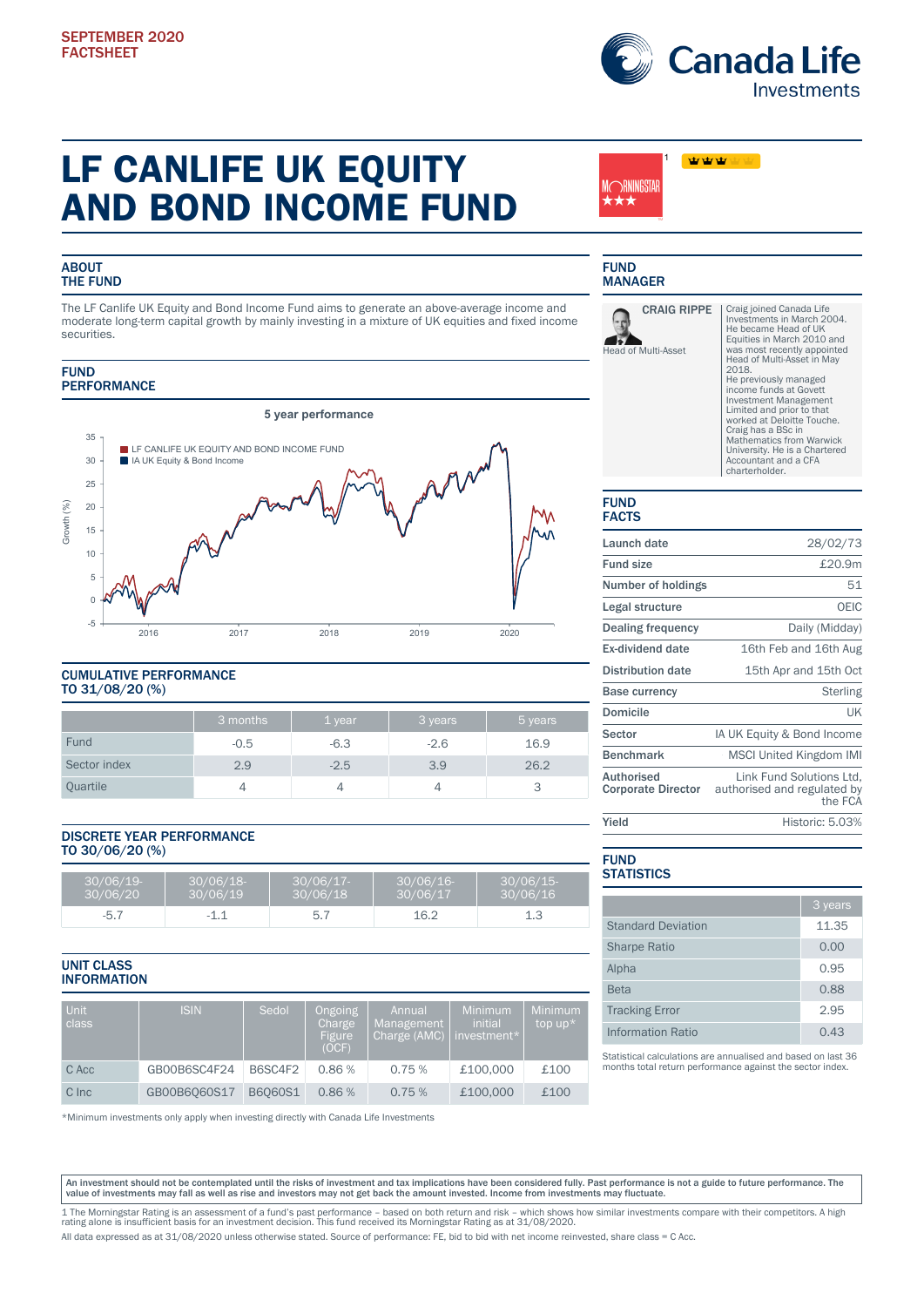SEPTEMBER 2020
FACTSHEET

Canada Life Investments

# LF CANLIFE UK EQUITY AND BOND INCOME FUND

MORNINGSTAR ★★★ [1]

## ABOUT THE FUND

The LF Canlife UK Equity and Bond Income Fund aims to generate an above-average income and moderate long-term capital growth by mainly investing in a mixture of UK equities and fixed income securities.

## FUND PERFORMANCE

5 year performance

- LF CANLIFE UK EQUITY AND BOND INCOME FUND
- IA UK Equity & Bond Income

## CUMULATIVE PERFORMANCE TO 31/08/20 (%)

| | 3 months | 1 year | 3 years | 5 years |
|---|---|---|---|---|
| Fund | -0.5 | -6.3 | -2.6 | 16.9 |
| Sector index | 2.9 | -2.5 | 3.9 | 26.2 |
| Quartile | 4 | 4 | 4 | 3 |

## DISCRETE YEAR PERFORMANCE TO 30/06/20 (%)

| 30/06/19-30/06/20 | 30/06/18-30/06/19 | 30/06/17-30/06/18 | 30/06/16-30/06/17 | 30/06/15-30/06/16 |
|---|---|---|---|---|
| -5.7 | -1.1 | 5.7 | 16.2 | 1.3 |

## UNIT CLASS INFORMATION

| Unit class | ISIN | Sedol | Ongoing Charge Figure (OCF) | Annual Management Charge (AMC) | Minimum initial investment* | Minimum top up* |
|---|---|---|---|---|---|---|
| C Acc | GB00B6SC4F24 | B6SC4F2 | 0.86 % | 0.75 % | £100,000 | £100 |
| C Inc | GB00B6Q60S17 | B6Q60S1 | 0.86 % | 0.75 % | £100,000 | £100 |

*Minimum investments only apply when investing directly with Canada Life Investments

## FUND MANAGER

**CRAIG RIPPE**
Head of Multi-Asset

Craig joined Canada Life Investments in March 2004. He became Head of UK Equities in March 2010 and was most recently appointed Head of Multi-Asset in May 2018. He previously managed income funds at Govett Investment Management Limited and prior to that worked at Deloitte Touche. Craig has a BSc in Mathematics from Warwick University. He is a Chartered Accountant and a CFA charterholder.

## FUND FACTS

| | |
|---|---|
| Launch date | 28/02/73 |
| Fund size | £20.9m |
| Number of holdings | 51 |
| Legal structure | OEIC |
| Dealing frequency | Daily (Midday) |
| Ex-dividend date | 16th Feb and 16th Aug |
| Distribution date | 15th Apr and 15th Oct |
| Base currency | Sterling |
| Domicile | UK |
| Sector | IA UK Equity & Bond Income |
| Benchmark | MSCI United Kingdom IMI |
| Authorised Corporate Director | Link Fund Solutions Ltd, authorised and regulated by the FCA |
| Yield | Historic: 5.03% |

## FUND STATISTICS

| | 3 years |
|---|---|
| Standard Deviation | 11.35 |
| Sharpe Ratio | 0.00 |
| Alpha | 0.95 |
| Beta | 0.88 |
| Tracking Error | 2.95 |
| Information Ratio | 0.43 |

Statistical calculations are annualised and based on last 36 months total return performance against the sector index.

**An investment should not be contemplated until the risks of investment and tax implications have been considered fully. Past performance is not a guide to future performance. The value of investments may fall as well as rise and investors may not get back the amount invested. Income from investments may fluctuate.**

1 The Morningstar Rating is an assessment of a fund's past performance – based on both return and risk – which shows how similar investments compare with their competitors. A high rating alone is insufficient basis for an investment decision. This fund received its Morningstar Rating as at 31/08/2020.

All data expressed as at 31/08/2020 unless otherwise stated. Source of performance: FE, bid to bid with net income reinvested, share class = C Acc.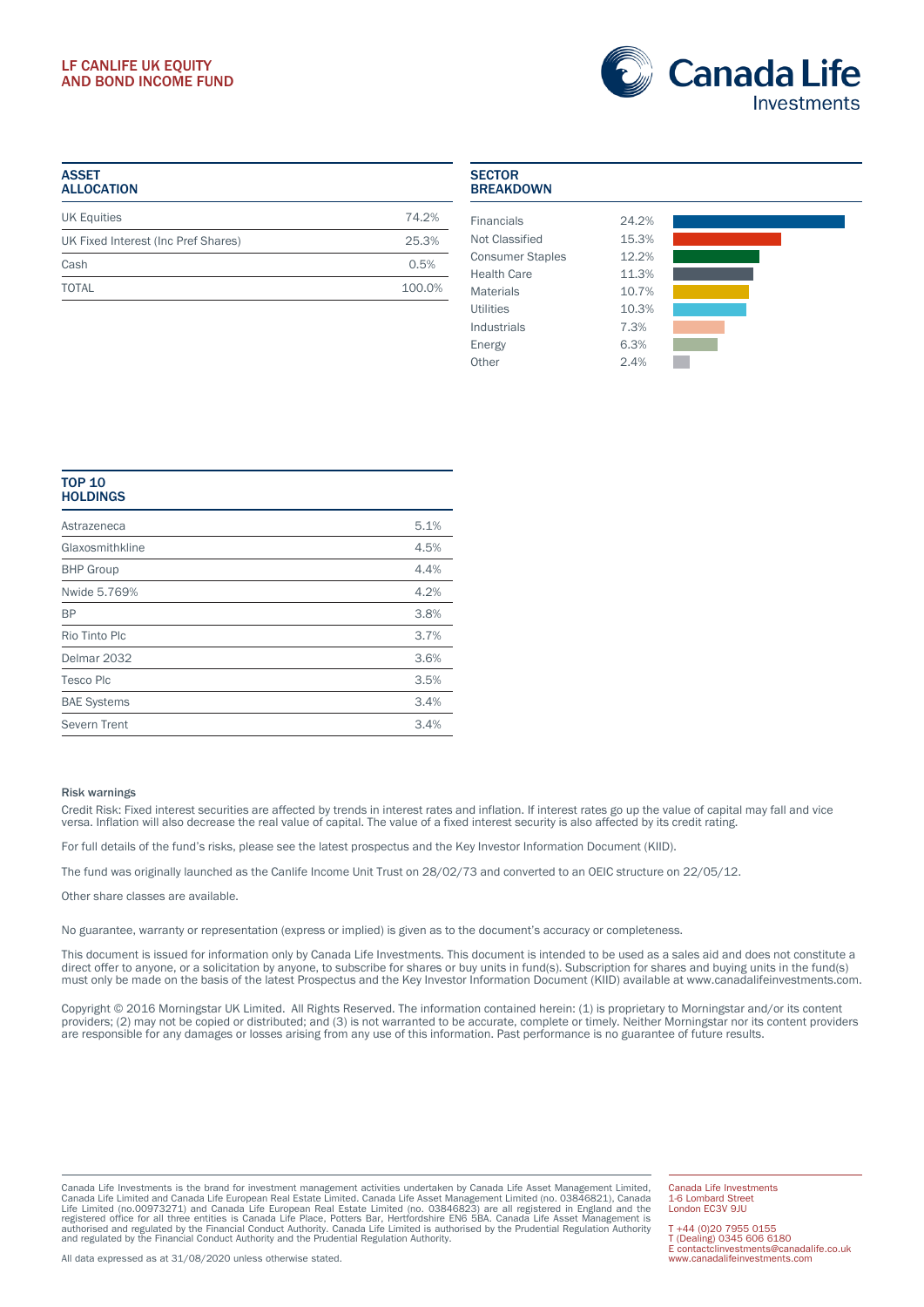# LF CANLIFE UK EQUITY AND BOND INCOME FUND

## ASSET ALLOCATION

| | |
|---|---|
| UK Equities | 74.2% |
| UK Fixed Interest (Inc Pref Shares) | 25.3% |
| Cash | 0.5% |
| TOTAL | 100.0% |

## SECTOR BREAKDOWN

Financials 24.2%
Not Classified 15.3%
Consumer Staples 12.2%
Health Care 11.3%
Materials 10.7%
Utilities 10.3%
Industrials 7.3%
Energy 6.3%
Other 2.4%

## TOP 10 HOLDINGS

| | |
|---|---|
| Astrazeneca | 5.1% |
| Glaxosmithkline | 4.5% |
| BHP Group | 4.4% |
| Nwide 5.769% | 4.2% |
| BP | 3.8% |
| Rio Tinto Plc | 3.7% |
| Delmar 2032 | 3.6% |
| Tesco Plc | 3.5% |
| BAE Systems | 3.4% |
| Severn Trent | 3.4% |

**Risk warnings**

Credit Risk: Fixed interest securities are affected by trends in interest rates and inflation. If interest rates go up the value of capital may fall and vice versa. Inflation will also decrease the real value of capital. The value of a fixed interest security is also affected by its credit rating.

For full details of the fund's risks, please see the latest prospectus and the Key Investor Information Document (KIID).

The fund was originally launched as the Canlife Income Unit Trust on 28/02/73 and converted to an OEIC structure on 22/05/12.

Other share classes are available.

No guarantee, warranty or representation (express or implied) is given as to the document's accuracy or completeness.

This document is issued for information only by Canada Life Investments. This document is intended to be used as a sales aid and does not constitute a direct offer to anyone, or a solicitation by anyone, to subscribe for shares or buy units in fund(s). Subscription for shares and buying units in the fund(s) must only be made on the basis of the latest Prospectus and the Key Investor Information Document (KIID) available at www.canadalifeinvestments.com.

Copyright © 2016 Morningstar UK Limited. All Rights Reserved. The information contained herein: (1) is proprietary to Morningstar and/or its content providers; (2) may not be copied or distributed; and (3) is not warranted to be accurate, complete or timely. Neither Morningstar nor its content providers are responsible for any damages or losses arising from any use of this information. Past performance is no guarantee of future results.

Canada Life Investments is the brand for investment management activities undertaken by Canada Life Asset Management Limited, Canada Life Limited and Canada Life European Real Estate Limited. Canada Life Asset Management Limited (no. 03846821), Canada Life Limited (no.00973271) and Canada Life European Real Estate Limited (no. 03846823) are all registered in England and the registered office for all three entities is Canada Life Place, Potters Bar, Hertfordshire EN6 5BA. Canada Life Asset Management is authorised and regulated by the Financial Conduct Authority. Canada Life Limited is authorised by the Prudential Regulation Authority and regulated by the Financial Conduct Authority and the Prudential Regulation Authority.

All data expressed as at 31/08/2020 unless otherwise stated.

Canada Life Investments
1-6 Lombard Street
London EC3V 9JU

T +44 (0)20 7955 0155
T (Dealing) 0345 606 6180
E contactclinvestments@canadalife.co.uk
www.canadalifeinvestments.com